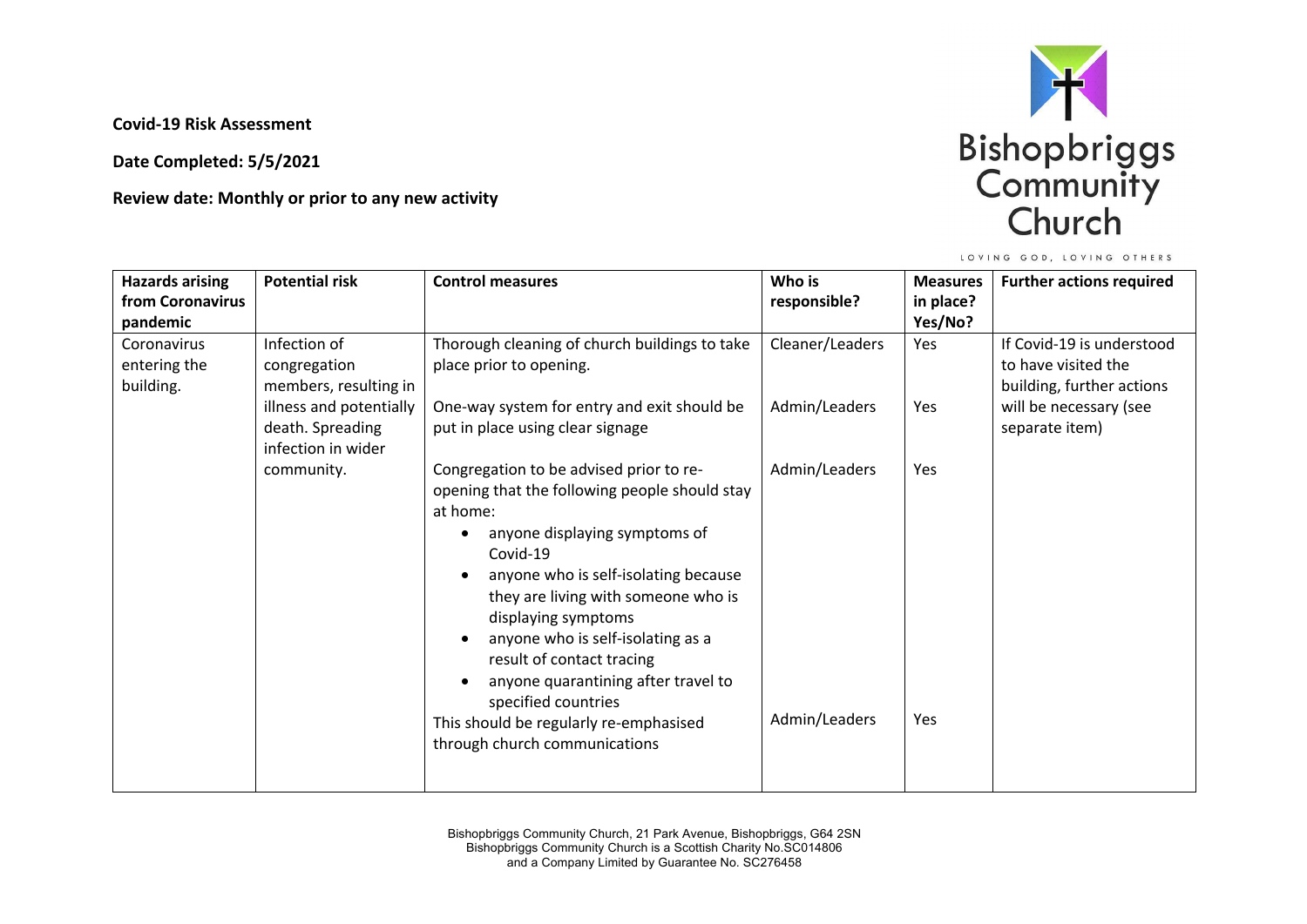**Covid-19 Risk Assessment**

**Date Completed: 5/5/2021**

**Review date: Monthly or prior to any new activity**

Bishopbriggs Community Church

LOVING GOD, LOVING OTHERS

| Hazards arising from Coronavirus pandemic | Potential risk | Control measures | Who is responsible? | Measures in place? Yes/No? | Further actions required |
|---|---|---|---|---|---|
| Coronavirus entering the building. | Infection of congregation members, resulting in illness and potentially death. Spreading infection in wider community. | Thorough cleaning of church buildings to take place prior to opening. | Cleaner/Leaders | Yes | If Covid-19 is understood to have visited the building, further actions will be necessary (see separate item) |
| | | One-way system for entry and exit should be put in place using clear signage | Admin/Leaders | Yes | |
| | | Congregation to be advised prior to re-opening that the following people should stay at home:<br>• anyone displaying symptoms of Covid-19<br>• anyone who is self-isolating because they are living with someone who is displaying symptoms<br>• anyone who is self-isolating as a result of contact tracing<br>• anyone quarantining after travel to specified countries | Admin/Leaders | Yes | |
| | | This should be regularly re-emphasised through church communications | Admin/Leaders | Yes | |

Bishopbriggs Community Church, 21 Park Avenue, Bishopbriggs, G64 2SN
Bishopbriggs Community Church is a Scottish Charity No.SC014806
and a Company Limited by Guarantee No. SC276458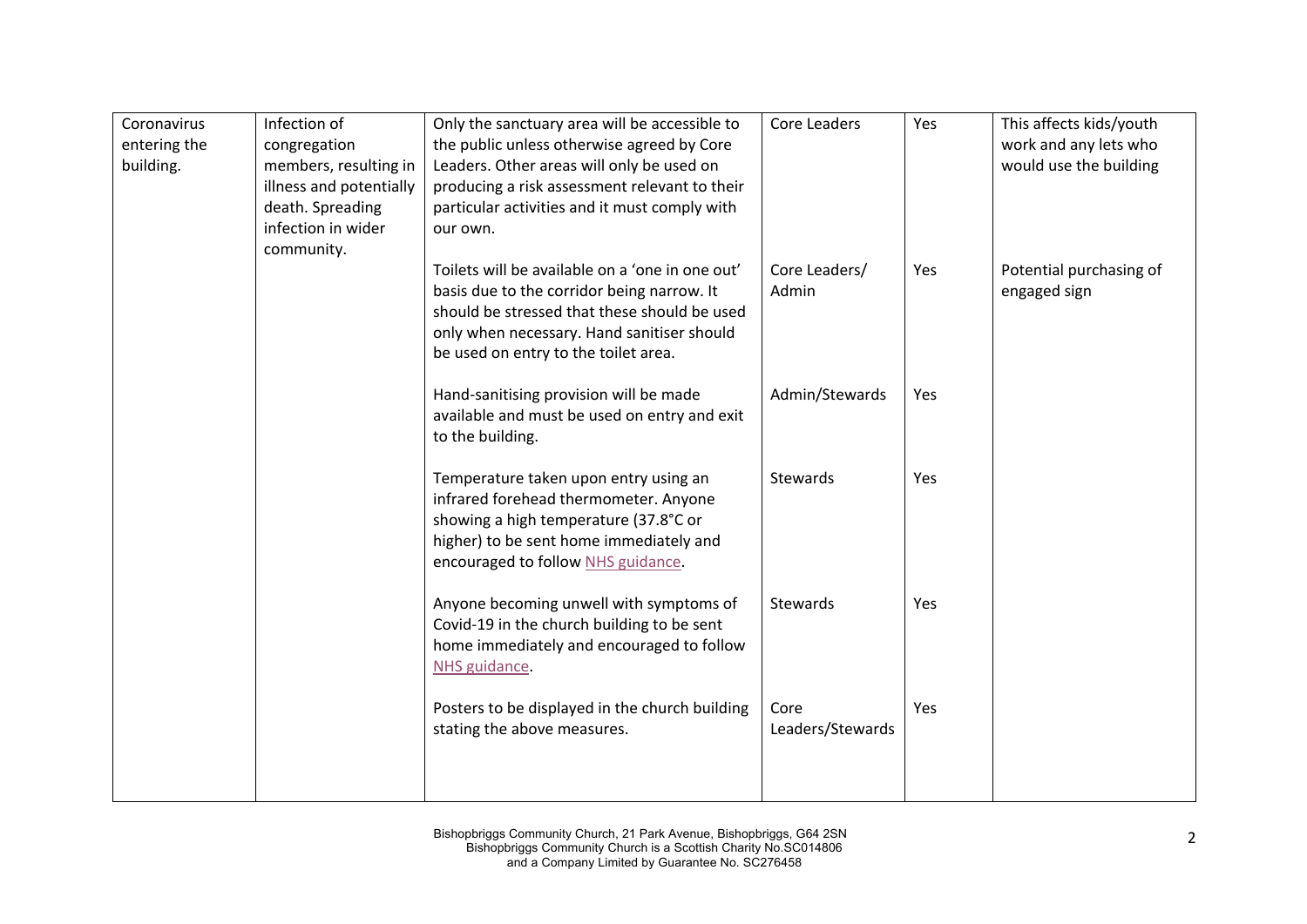| | | | | | |
|---|---|---|---|---|---|
| Coronavirus entering the building. | Infection of congregation members, resulting in illness and potentially death. Spreading infection in wider community. | Only the sanctuary area will be accessible to the public unless otherwise agreed by Core Leaders. Other areas will only be used on producing a risk assessment relevant to their particular activities and it must comply with our own. | Core Leaders | Yes | This affects kids/youth work and any lets who would use the building |
| | | Toilets will be available on a 'one in one out' basis due to the corridor being narrow. It should be stressed that these should be used only when necessary. Hand sanitiser should be used on entry to the toilet area. | Core Leaders/ Admin | Yes | Potential purchasing of engaged sign |
| | | Hand-sanitising provision will be made available and must be used on entry and exit to the building. | Admin/Stewards | Yes | |
| | | Temperature taken upon entry using an infrared forehead thermometer. Anyone showing a high temperature (37.8°C or higher) to be sent home immediately and encouraged to follow NHS guidance. | Stewards | Yes | |
| | | Anyone becoming unwell with symptoms of Covid-19 in the church building to be sent home immediately and encouraged to follow NHS guidance. | Stewards | Yes | |
| | | Posters to be displayed in the church building stating the above measures. | Core Leaders/Stewards | Yes | |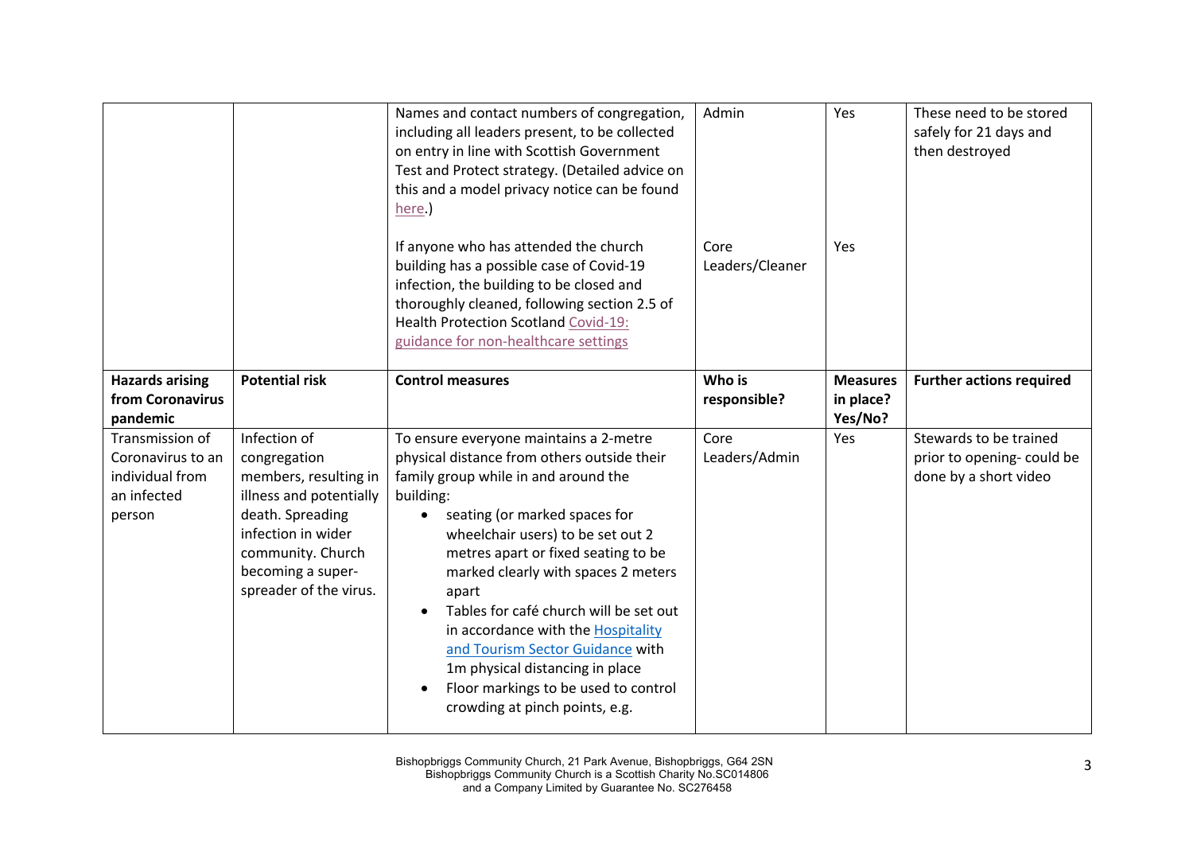| | | Names and contact numbers of congregation, including all leaders present, to be collected on entry in line with Scottish Government Test and Protect strategy. (Detailed advice on this and a model privacy notice can be found here.) | Admin | Yes | These need to be stored safely for 21 days and then destroyed |
|---|---|---|---|---|---|
| | | If anyone who has attended the church building has a possible case of Covid-19 infection, the building to be closed and thoroughly cleaned, following section 2.5 of Health Protection Scotland Covid-19: guidance for non-healthcare settings | Core Leaders/Cleaner | Yes | |

| **Hazards arising from Coronavirus pandemic** | **Potential risk** | **Control measures** | **Who is responsible?** | **Measures in place? Yes/No?** | **Further actions required** |
|---|---|---|---|---|---|
| Transmission of Coronavirus to an individual from an infected person | Infection of congregation members, resulting in illness and potentially death. Spreading infection in wider community. Church becoming a super-spreader of the virus. | To ensure everyone maintains a 2-metre physical distance from others outside their family group while in and around the building: <br>• seating (or marked spaces for wheelchair users) to be set out 2 metres apart or fixed seating to be marked clearly with spaces 2 meters apart <br>• Tables for café church will be set out in accordance with the Hospitality and Tourism Sector Guidance with 1m physical distancing in place <br>• Floor markings to be used to control crowding at pinch points, e.g. | Core Leaders/Admin | Yes | Stewards to be trained prior to opening- could be done by a short video |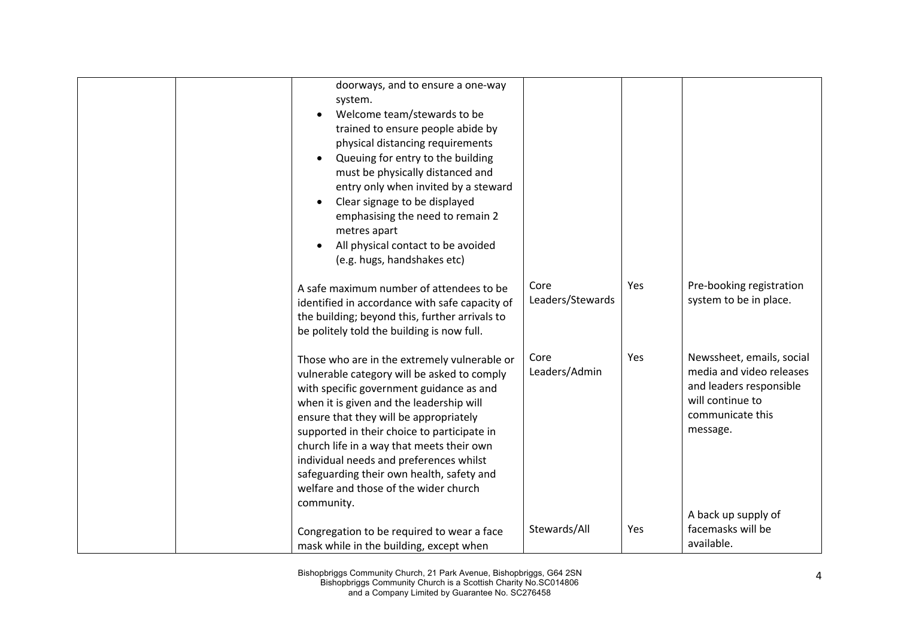|  |  |  |  |  |  |
|---|---|---|---|---|---|
|  |  | doorways, and to ensure a one-way system.<br>• Welcome team/stewards to be trained to ensure people abide by physical distancing requirements<br>• Queuing for entry to the building must be physically distanced and entry only when invited by a steward<br>• Clear signage to be displayed emphasising the need to remain 2 metres apart<br>• All physical contact to be avoided (e.g. hugs, handshakes etc) |  |  |  |
|  |  | A safe maximum number of attendees to be identified in accordance with safe capacity of the building; beyond this, further arrivals to be politely told the building is now full. | Core Leaders/Stewards | Yes | Pre-booking registration system to be in place. |
|  |  | Those who are in the extremely vulnerable or vulnerable category will be asked to comply with specific government guidance as and when it is given and the leadership will ensure that they will be appropriately supported in their choice to participate in church life in a way that meets their own individual needs and preferences whilst safeguarding their own health, safety and welfare and those of the wider church community. | Core Leaders/Admin | Yes | Newssheet, emails, social media and video releases and leaders responsible will continue to communicate this message. |
|  |  | Congregation to be required to wear a face mask while in the building, except when | Stewards/All | Yes | A back up supply of facemasks will be available. |

Bishopbriggs Community Church, 21 Park Avenue, Bishopbriggs, G64 2SN
Bishopbriggs Community Church is a Scottish Charity No.SC014806
and a Company Limited by Guarantee No. SC276458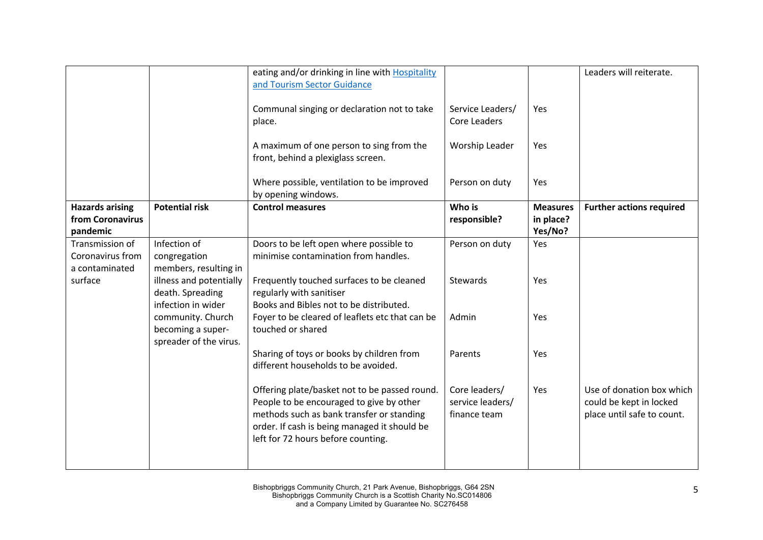| | | | | | |
|---|---|---|---|---|---|
| | | eating and/or drinking in line with [Hospitality and Tourism Sector Guidance](#) | | | Leaders will reiterate. |
| | | Communal singing or declaration not to take place. | Service Leaders/ Core Leaders | Yes | |
| | | A maximum of one person to sing from the front, behind a plexiglass screen. | Worship Leader | Yes | |
| | | Where possible, ventilation to be improved by opening windows. | Person on duty | Yes | |
| **Hazards arising from Coronavirus pandemic** | **Potential risk** | **Control measures** | **Who is responsible?** | **Measures in place? Yes/No?** | **Further actions required** |
| Transmission of Coronavirus from a contaminated surface | Infection of congregation members, resulting in illness and potentially death. Spreading infection in wider community. Church becoming a super-spreader of the virus. | Doors to be left open where possible to minimise contamination from handles. | Person on duty | Yes | |
| | | Frequently touched surfaces to be cleaned regularly with sanitiser<br>Books and Bibles not to be distributed. | Stewards | Yes | |
| | | Foyer to be cleared of leaflets etc that can be touched or shared | Admin | Yes | |
| | | Sharing of toys or books by children from different households to be avoided. | Parents | Yes | |
| | | Offering plate/basket not to be passed round. People to be encouraged to give by other methods such as bank transfer or standing order. If cash is being managed it should be left for 72 hours before counting. | Core leaders/ service leaders/ finance team | Yes | Use of donation box which could be kept in locked place until safe to count. |

Bishopbriggs Community Church, 21 Park Avenue, Bishopbriggs, G64 2SN
Bishopbriggs Community Church is a Scottish Charity No.SC014806
and a Company Limited by Guarantee No. SC276458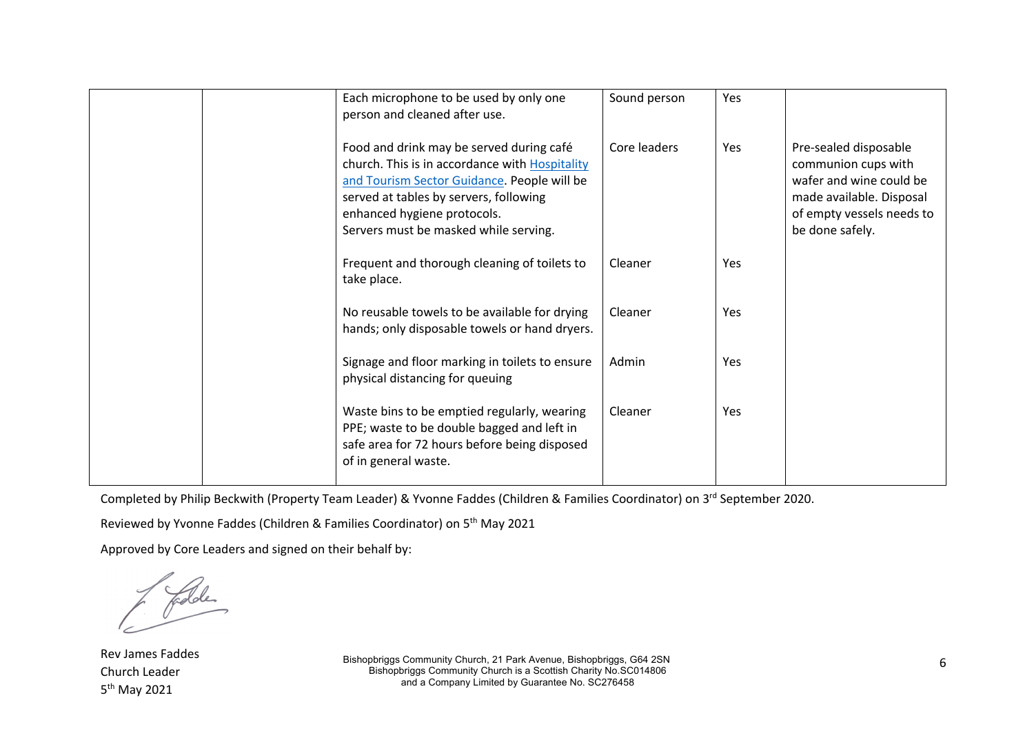| | | | | | |
|---|---|---|---|---|---|
| | | Each microphone to be used by only one person and cleaned after use. | Sound person | Yes | |
| | | Food and drink may be served during café church. This is in accordance with [Hospitality and Tourism Sector Guidance](). People will be served at tables by servers, following enhanced hygiene protocols. Servers must be masked while serving. | Core leaders | Yes | Pre-sealed disposable communion cups with wafer and wine could be made available. Disposal of empty vessels needs to be done safely. |
| | | Frequent and thorough cleaning of toilets to take place. | Cleaner | Yes | |
| | | No reusable towels to be available for drying hands; only disposable towels or hand dryers. | Cleaner | Yes | |
| | | Signage and floor marking in toilets to ensure physical distancing for queuing | Admin | Yes | |
| | | Waste bins to be emptied regularly, wearing PPE; waste to be double bagged and left in safe area for 72 hours before being disposed of in general waste. | Cleaner | Yes | |

Completed by Philip Beckwith (Property Team Leader) & Yvonne Faddes (Children & Families Coordinator) on 3rd September 2020.

Reviewed by Yvonne Faddes (Children & Families Coordinator) on 5th May 2021

Approved by Core Leaders and signed on their behalf by:

Rev James Faddes
Church Leader
5th May 2021

Bishopbriggs Community Church, 21 Park Avenue, Bishopbriggs, G64 2SN
Bishopbriggs Community Church is a Scottish Charity No.SC014806
and a Company Limited by Guarantee No. SC276458